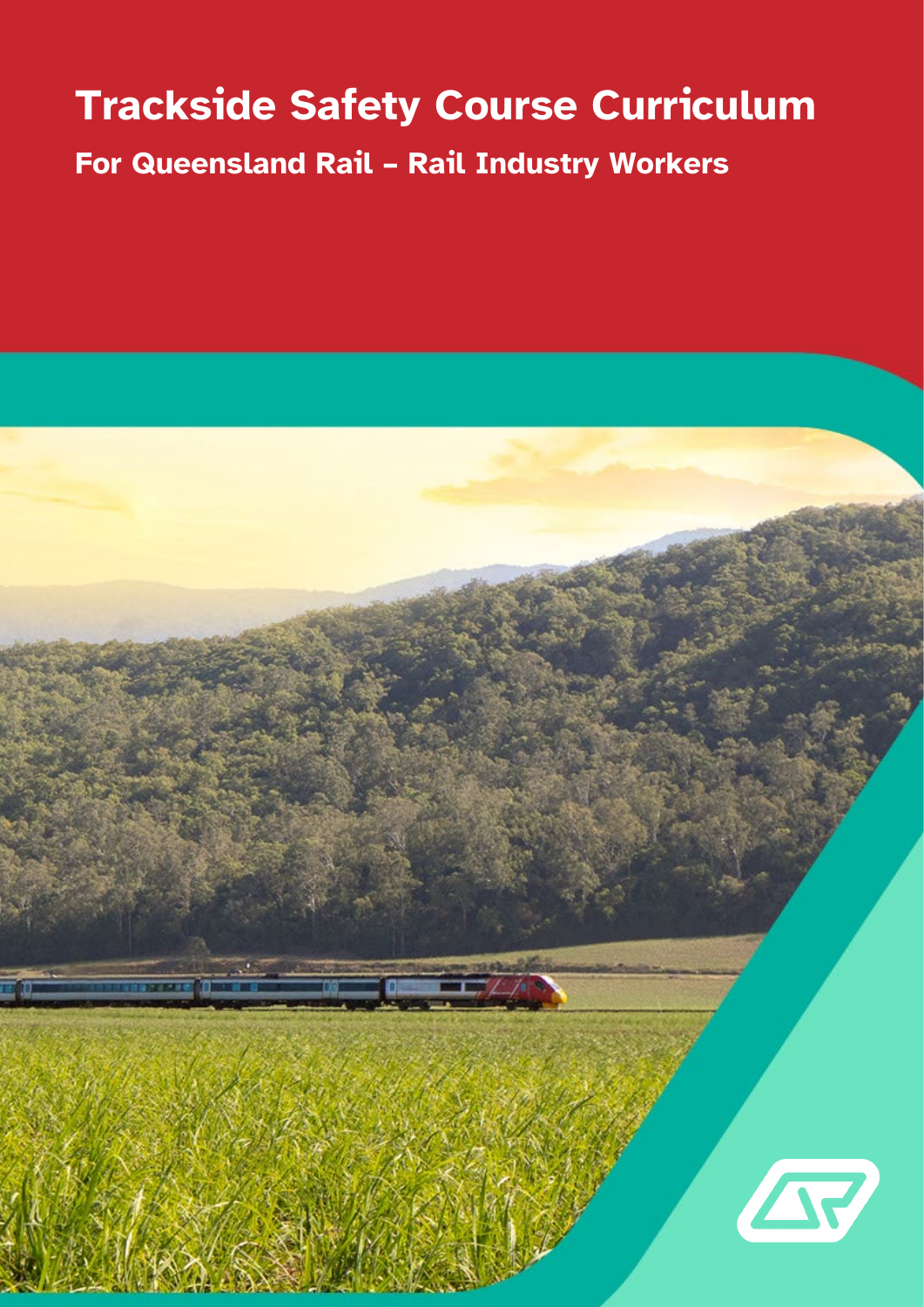# Trackside Safety Course Curriculum

## For Queensland Rail – Rail Industry Workers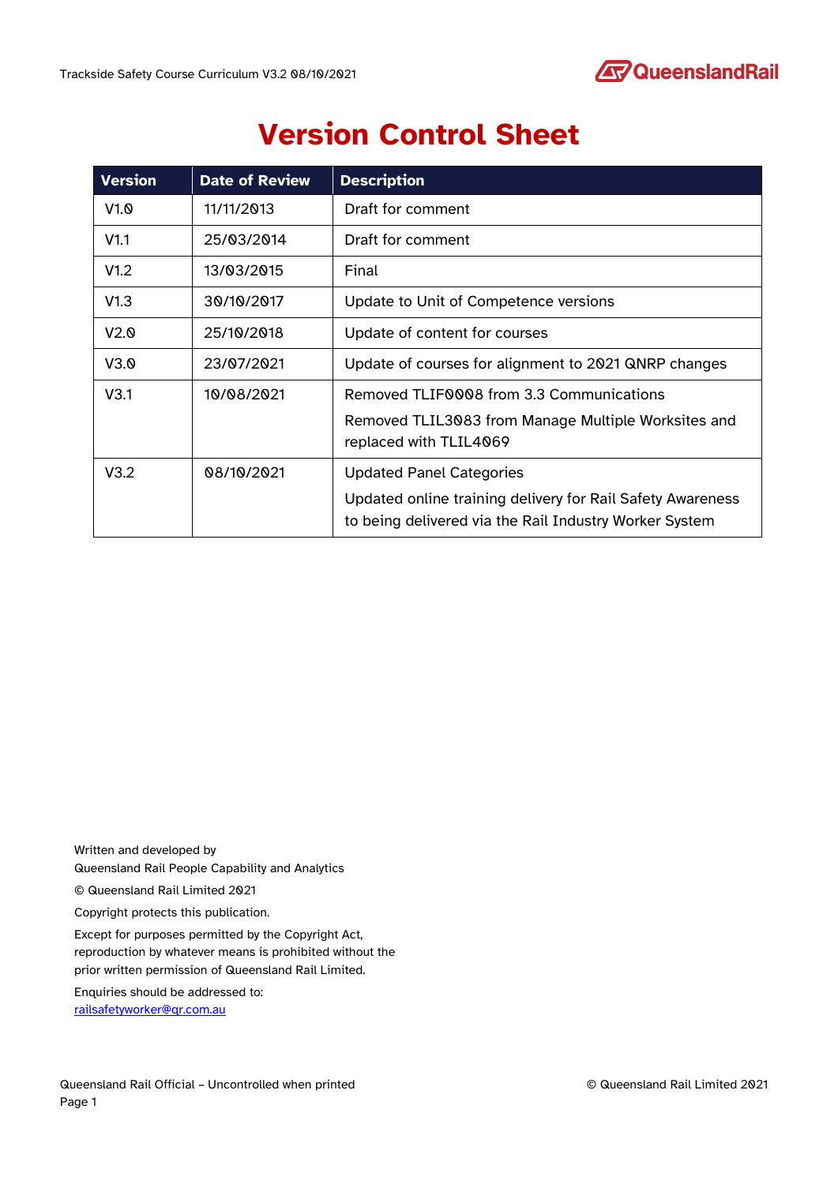# Version Control Sheet

| Version | Date of Review | Description |
|---|---|---|
| V1.0 | 11/11/2013 | Draft for comment |
| V1.1 | 25/03/2014 | Draft for comment |
| V1.2 | 13/03/2015 | Final |
| V1.3 | 30/10/2017 | Update to Unit of Competence versions |
| V2.0 | 25/10/2018 | Update of content for courses |
| V3.0 | 23/07/2021 | Update of courses for alignment to 2021 QNRP changes |
| V3.1 | 10/08/2021 | Removed TLIF0008 from 3.3 Communications<br>Removed TLIL3083 from Manage Multiple Worksites and replaced with TLIL4069 |
| V3.2 | 08/10/2021 | Updated Panel Categories<br>Updated online training delivery for Rail Safety Awareness to being delivered via the Rail Industry Worker System |

Written and developed by
Queensland Rail People Capability and Analytics

© Queensland Rail Limited 2021

Copyright protects this publication.

Except for purposes permitted by the Copyright Act, reproduction by whatever means is prohibited without the prior written permission of Queensland Rail Limited.

Enquiries should be addressed to:
railsafetyworker@qr.com.au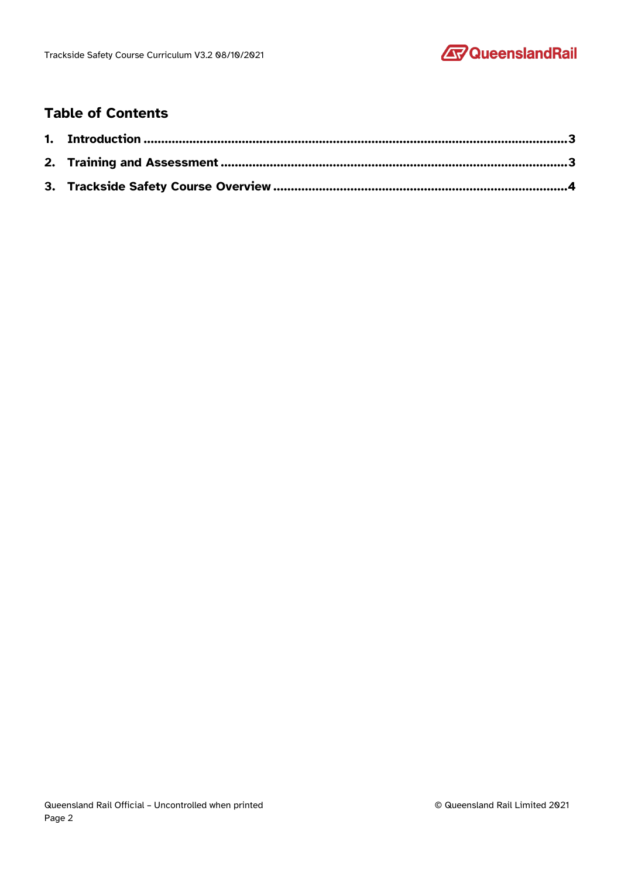## Table of Contents

1. **Introduction** .......................................................... 3
2. **Training and Assessment** .......................................................... 3
3. **Trackside Safety Course Overview** .......................................................... 4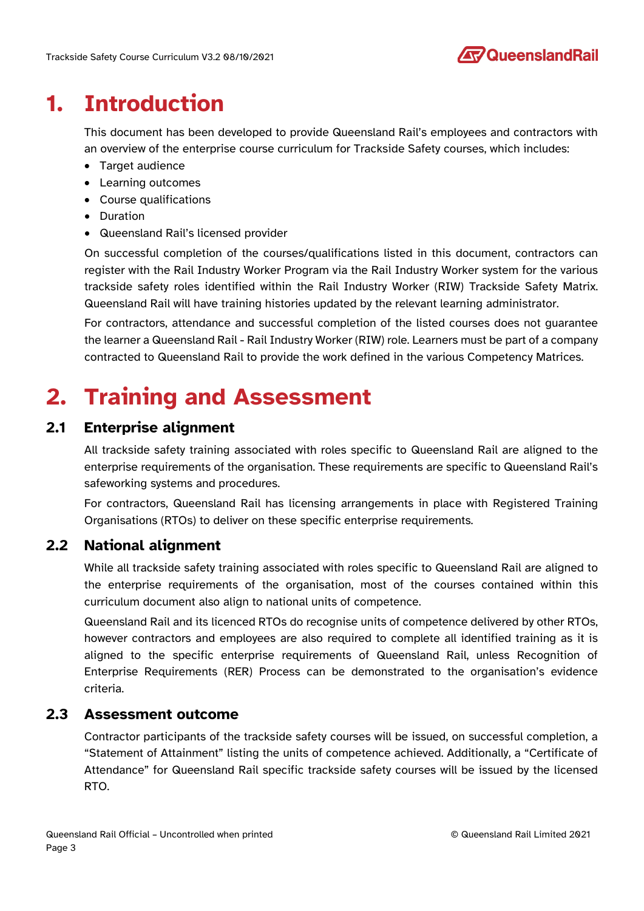# 1. Introduction

This document has been developed to provide Queensland Rail's employees and contractors with an overview of the enterprise course curriculum for Trackside Safety courses, which includes:

- Target audience
- Learning outcomes
- Course qualifications
- Duration
- Queensland Rail's licensed provider

On successful completion of the courses/qualifications listed in this document, contractors can register with the Rail Industry Worker Program via the Rail Industry Worker system for the various trackside safety roles identified within the Rail Industry Worker (RIW) Trackside Safety Matrix. Queensland Rail will have training histories updated by the relevant learning administrator.

For contractors, attendance and successful completion of the listed courses does not guarantee the learner a Queensland Rail - Rail Industry Worker (RIW) role. Learners must be part of a company contracted to Queensland Rail to provide the work defined in the various Competency Matrices.

# 2. Training and Assessment

## 2.1 Enterprise alignment

All trackside safety training associated with roles specific to Queensland Rail are aligned to the enterprise requirements of the organisation. These requirements are specific to Queensland Rail's safeworking systems and procedures.

For contractors, Queensland Rail has licensing arrangements in place with Registered Training Organisations (RTOs) to deliver on these specific enterprise requirements.

## 2.2 National alignment

While all trackside safety training associated with roles specific to Queensland Rail are aligned to the enterprise requirements of the organisation, most of the courses contained within this curriculum document also align to national units of competence.

Queensland Rail and its licenced RTOs do recognise units of competence delivered by other RTOs, however contractors and employees are also required to complete all identified training as it is aligned to the specific enterprise requirements of Queensland Rail, unless Recognition of Enterprise Requirements (RER) Process can be demonstrated to the organisation's evidence criteria.

## 2.3 Assessment outcome

Contractor participants of the trackside safety courses will be issued, on successful completion, a "Statement of Attainment" listing the units of competence achieved. Additionally, a "Certificate of Attendance" for Queensland Rail specific trackside safety courses will be issued by the licensed RTO.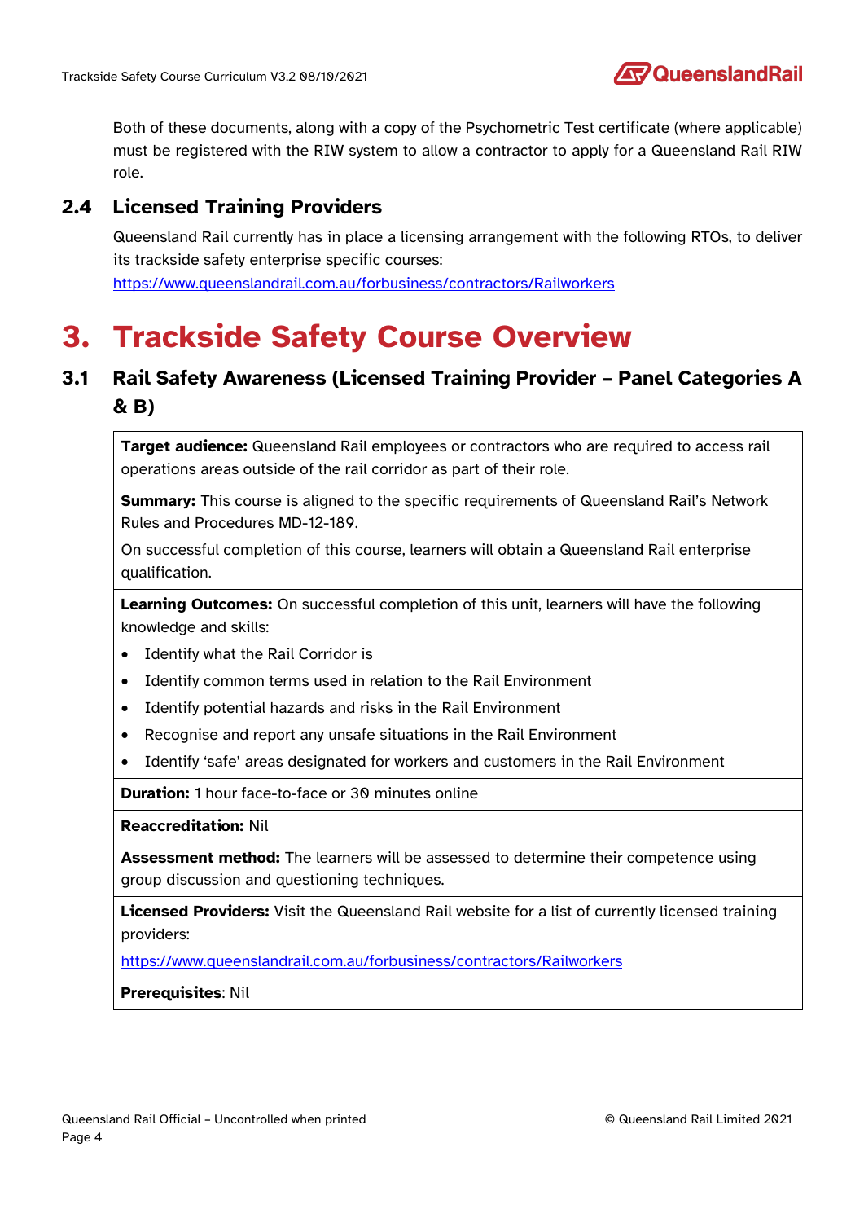Both of these documents, along with a copy of the Psychometric Test certificate (where applicable) must be registered with the RIW system to allow a contractor to apply for a Queensland Rail RIW role.

## 2.4 Licensed Training Providers

Queensland Rail currently has in place a licensing arrangement with the following RTOs, to deliver its trackside safety enterprise specific courses:
https://www.queenslandrail.com.au/forbusiness/contractors/Railworkers

# 3. Trackside Safety Course Overview

## 3.1 Rail Safety Awareness (Licensed Training Provider – Panel Categories A & B)

| |
|---|
| **Target audience:** Queensland Rail employees or contractors who are required to access rail operations areas outside of the rail corridor as part of their role. |
| **Summary:** This course is aligned to the specific requirements of Queensland Rail's Network Rules and Procedures MD-12-189.<br><br>On successful completion of this course, learners will obtain a Queensland Rail enterprise qualification. |
| **Learning Outcomes:** On successful completion of this unit, learners will have the following knowledge and skills:<br>• Identify what the Rail Corridor is<br>• Identify common terms used in relation to the Rail Environment<br>• Identify potential hazards and risks in the Rail Environment<br>• Recognise and report any unsafe situations in the Rail Environment<br>• Identify 'safe' areas designated for workers and customers in the Rail Environment |
| **Duration:** 1 hour face-to-face or 30 minutes online |
| **Reaccreditation:** Nil |
| **Assessment method:** The learners will be assessed to determine their competence using group discussion and questioning techniques. |
| **Licensed Providers:** Visit the Queensland Rail website for a list of currently licensed training providers:<br><br>https://www.queenslandrail.com.au/forbusiness/contractors/Railworkers |
| **Prerequisites**: Nil |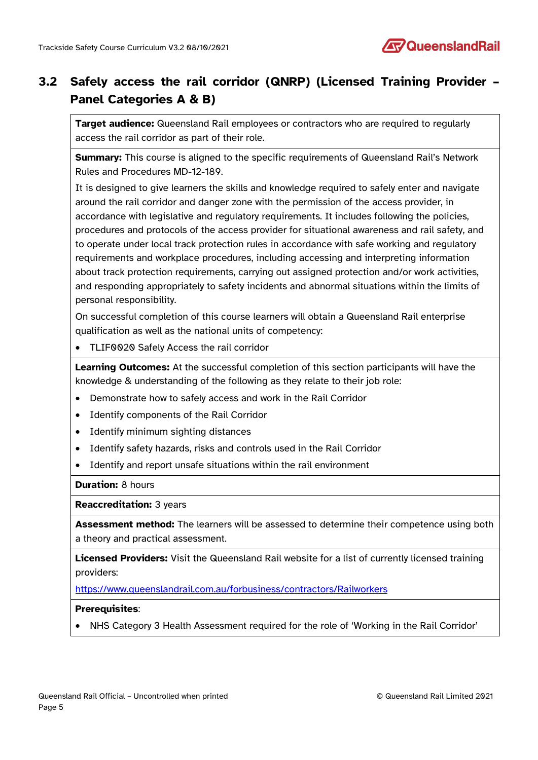## 3.2 Safely access the rail corridor (QNRP) (Licensed Training Provider – Panel Categories A & B)

**Target audience:** Queensland Rail employees or contractors who are required to regularly access the rail corridor as part of their role.

**Summary:** This course is aligned to the specific requirements of Queensland Rail's Network Rules and Procedures MD-12-189.

It is designed to give learners the skills and knowledge required to safely enter and navigate around the rail corridor and danger zone with the permission of the access provider, in accordance with legislative and regulatory requirements. It includes following the policies, procedures and protocols of the access provider for situational awareness and rail safety, and to operate under local track protection rules in accordance with safe working and regulatory requirements and workplace procedures, including accessing and interpreting information about track protection requirements, carrying out assigned protection and/or work activities, and responding appropriately to safety incidents and abnormal situations within the limits of personal responsibility.

On successful completion of this course learners will obtain a Queensland Rail enterprise qualification as well as the national units of competency:

- TLIF0020 Safely Access the rail corridor

**Learning Outcomes:** At the successful completion of this section participants will have the knowledge & understanding of the following as they relate to their job role:

- Demonstrate how to safely access and work in the Rail Corridor
- Identify components of the Rail Corridor
- Identify minimum sighting distances
- Identify safety hazards, risks and controls used in the Rail Corridor
- Identify and report unsafe situations within the rail environment

**Duration:** 8 hours

**Reaccreditation:** 3 years

**Assessment method:** The learners will be assessed to determine their competence using both a theory and practical assessment.

**Licensed Providers:** Visit the Queensland Rail website for a list of currently licensed training providers:

https://www.queenslandrail.com.au/forbusiness/contractors/Railworkers

**Prerequisites**:

- NHS Category 3 Health Assessment required for the role of 'Working in the Rail Corridor'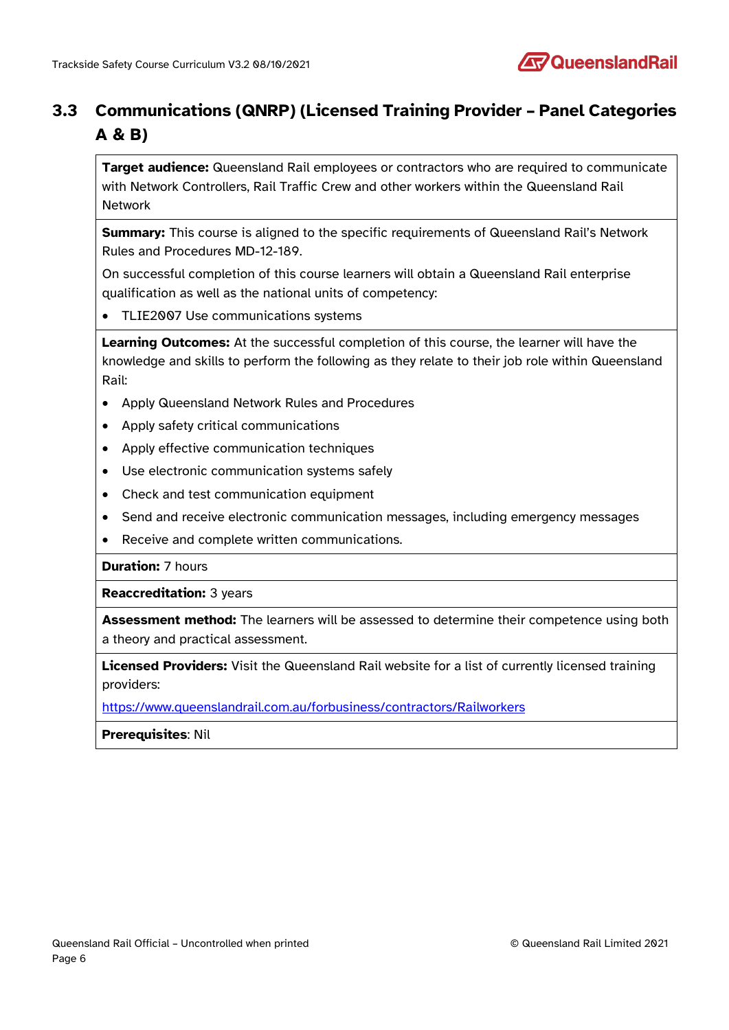## 3.3 Communications (QNRP) (Licensed Training Provider – Panel Categories A & B)

**Target audience:** Queensland Rail employees or contractors who are required to communicate with Network Controllers, Rail Traffic Crew and other workers within the Queensland Rail Network

**Summary:** This course is aligned to the specific requirements of Queensland Rail's Network Rules and Procedures MD-12-189.

On successful completion of this course learners will obtain a Queensland Rail enterprise qualification as well as the national units of competency:

- TLIE2007 Use communications systems

**Learning Outcomes:** At the successful completion of this course, the learner will have the knowledge and skills to perform the following as they relate to their job role within Queensland Rail:

- Apply Queensland Network Rules and Procedures
- Apply safety critical communications
- Apply effective communication techniques
- Use electronic communication systems safely
- Check and test communication equipment
- Send and receive electronic communication messages, including emergency messages
- Receive and complete written communications.

**Duration:** 7 hours

**Reaccreditation:** 3 years

**Assessment method:** The learners will be assessed to determine their competence using both a theory and practical assessment.

**Licensed Providers:** Visit the Queensland Rail website for a list of currently licensed training providers:

https://www.queenslandrail.com.au/forbusiness/contractors/Railworkers

**Prerequisites**: Nil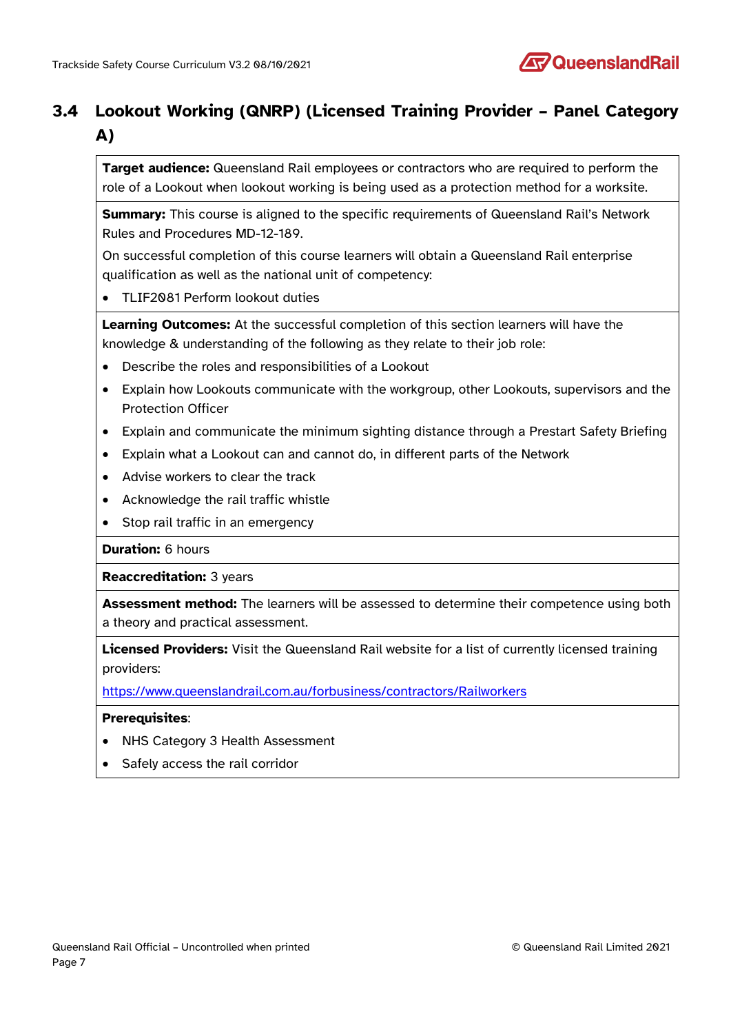## 3.4 Lookout Working (QNRP) (Licensed Training Provider – Panel Category A)

**Target audience:** Queensland Rail employees or contractors who are required to perform the role of a Lookout when lookout working is being used as a protection method for a worksite.

**Summary:** This course is aligned to the specific requirements of Queensland Rail's Network Rules and Procedures MD-12-189.

On successful completion of this course learners will obtain a Queensland Rail enterprise qualification as well as the national unit of competency:

- TLIF2081 Perform lookout duties

**Learning Outcomes:** At the successful completion of this section learners will have the knowledge & understanding of the following as they relate to their job role:

- Describe the roles and responsibilities of a Lookout
- Explain how Lookouts communicate with the workgroup, other Lookouts, supervisors and the Protection Officer
- Explain and communicate the minimum sighting distance through a Prestart Safety Briefing
- Explain what a Lookout can and cannot do, in different parts of the Network
- Advise workers to clear the track
- Acknowledge the rail traffic whistle
- Stop rail traffic in an emergency

**Duration:** 6 hours

**Reaccreditation:** 3 years

**Assessment method:** The learners will be assessed to determine their competence using both a theory and practical assessment.

**Licensed Providers:** Visit the Queensland Rail website for a list of currently licensed training providers:

https://www.queenslandrail.com.au/forbusiness/contractors/Railworkers

**Prerequisites**:

- NHS Category 3 Health Assessment
- Safely access the rail corridor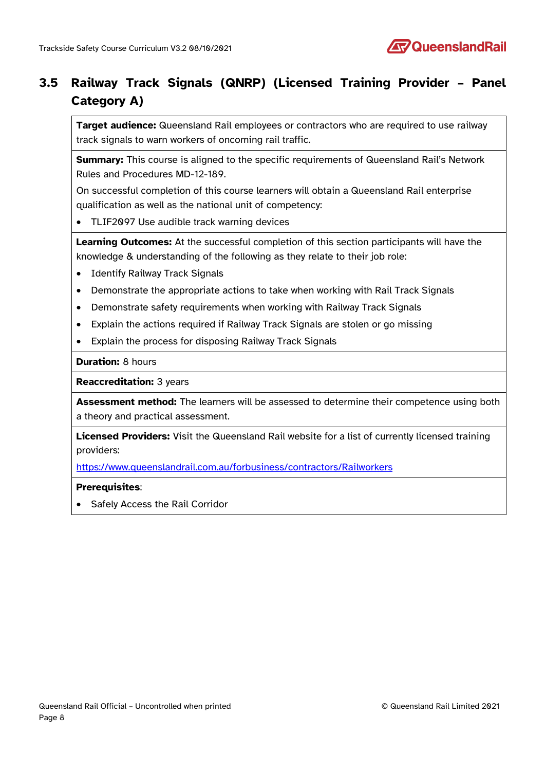## 3.5 Railway Track Signals (QNRP) (Licensed Training Provider – Panel Category A)

**Target audience:** Queensland Rail employees or contractors who are required to use railway track signals to warn workers of oncoming rail traffic.

**Summary:** This course is aligned to the specific requirements of Queensland Rail's Network Rules and Procedures MD-12-189.

On successful completion of this course learners will obtain a Queensland Rail enterprise qualification as well as the national unit of competency:

- TLIF2097 Use audible track warning devices

**Learning Outcomes:** At the successful completion of this section participants will have the knowledge & understanding of the following as they relate to their job role:

- Identify Railway Track Signals
- Demonstrate the appropriate actions to take when working with Rail Track Signals
- Demonstrate safety requirements when working with Railway Track Signals
- Explain the actions required if Railway Track Signals are stolen or go missing
- Explain the process for disposing Railway Track Signals

**Duration:** 8 hours

**Reaccreditation:** 3 years

**Assessment method:** The learners will be assessed to determine their competence using both a theory and practical assessment.

**Licensed Providers:** Visit the Queensland Rail website for a list of currently licensed training providers:

https://www.queenslandrail.com.au/forbusiness/contractors/Railworkers

**Prerequisites**:

- Safely Access the Rail Corridor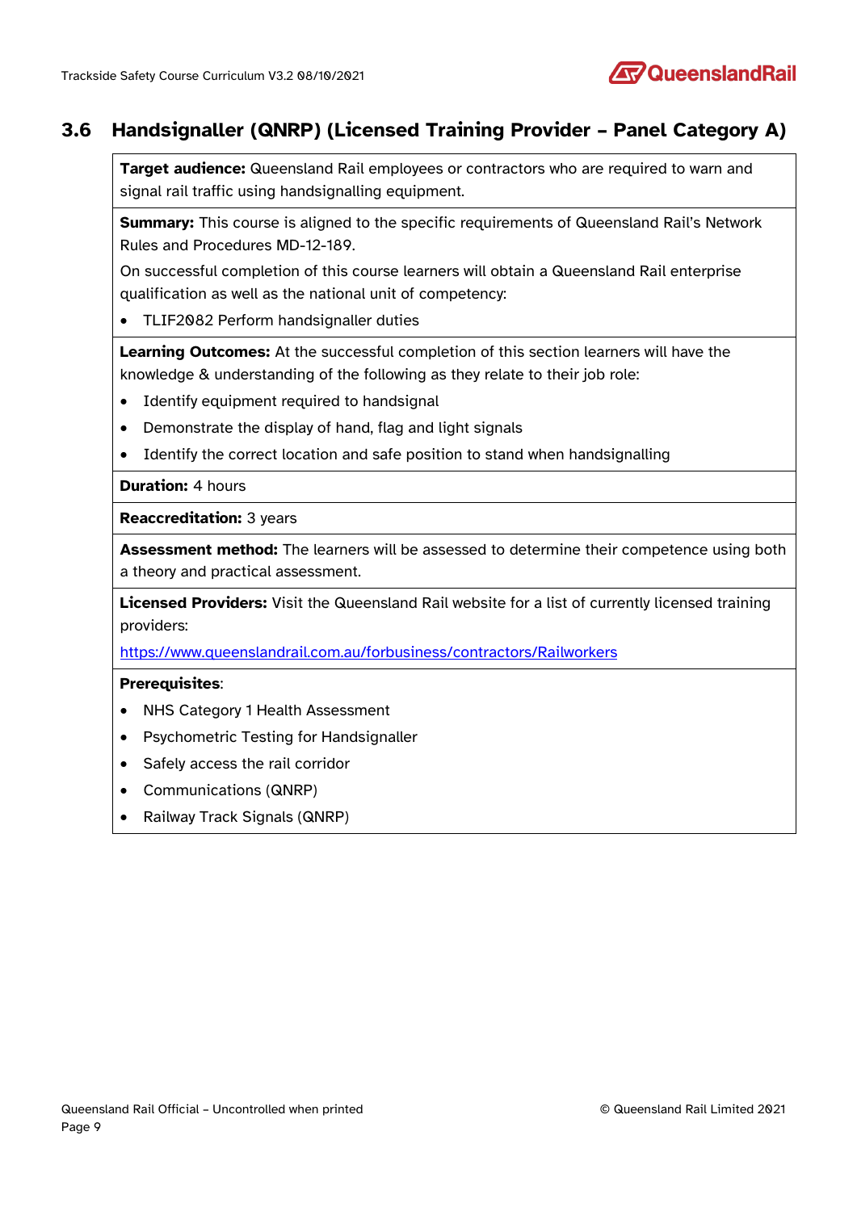## 3.6 Handsignaller (QNRP) (Licensed Training Provider – Panel Category A)

**Target audience:** Queensland Rail employees or contractors who are required to warn and signal rail traffic using handsignalling equipment.

**Summary:** This course is aligned to the specific requirements of Queensland Rail's Network Rules and Procedures MD-12-189.

On successful completion of this course learners will obtain a Queensland Rail enterprise qualification as well as the national unit of competency:

- TLIF2082 Perform handsignaller duties

**Learning Outcomes:** At the successful completion of this section learners will have the knowledge & understanding of the following as they relate to their job role:

- Identify equipment required to handsignal
- Demonstrate the display of hand, flag and light signals
- Identify the correct location and safe position to stand when handsignalling

**Duration:** 4 hours

**Reaccreditation:** 3 years

**Assessment method:** The learners will be assessed to determine their competence using both a theory and practical assessment.

**Licensed Providers:** Visit the Queensland Rail website for a list of currently licensed training providers:

https://www.queenslandrail.com.au/forbusiness/contractors/Railworkers

**Prerequisites**:

- NHS Category 1 Health Assessment
- Psychometric Testing for Handsignaller
- Safely access the rail corridor
- Communications (QNRP)
- Railway Track Signals (QNRP)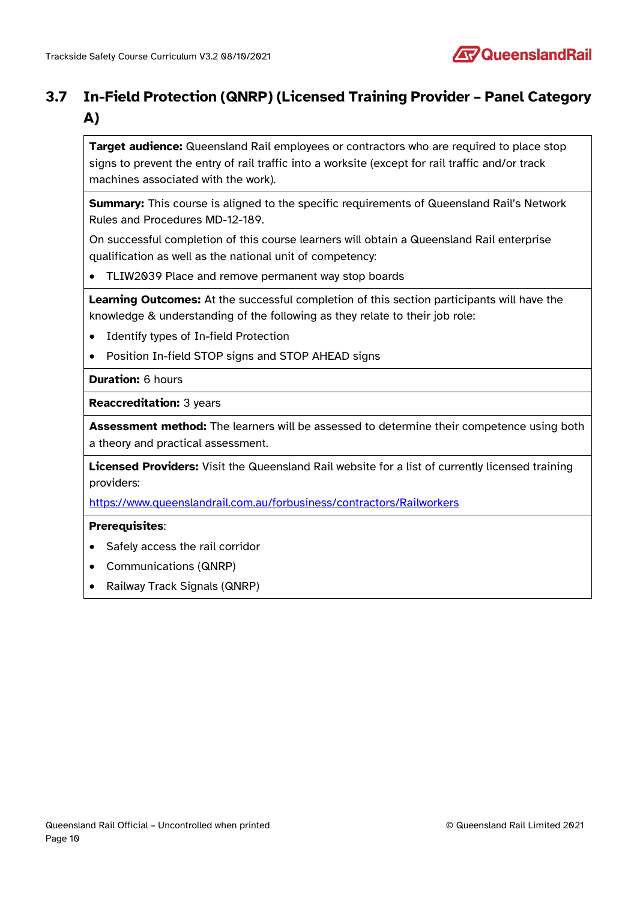## 3.7 In-Field Protection (QNRP) (Licensed Training Provider – Panel Category A)

**Target audience:** Queensland Rail employees or contractors who are required to place stop signs to prevent the entry of rail traffic into a worksite (except for rail traffic and/or track machines associated with the work).

**Summary:** This course is aligned to the specific requirements of Queensland Rail's Network Rules and Procedures MD-12-189.

On successful completion of this course learners will obtain a Queensland Rail enterprise qualification as well as the national unit of competency:

- TLIW2039 Place and remove permanent way stop boards

**Learning Outcomes:** At the successful completion of this section participants will have the knowledge & understanding of the following as they relate to their job role:

- Identify types of In-field Protection
- Position In-field STOP signs and STOP AHEAD signs

**Duration:** 6 hours

**Reaccreditation:** 3 years

**Assessment method:** The learners will be assessed to determine their competence using both a theory and practical assessment.

**Licensed Providers:** Visit the Queensland Rail website for a list of currently licensed training providers:

https://www.queenslandrail.com.au/forbusiness/contractors/Railworkers

**Prerequisites**:

- Safely access the rail corridor
- Communications (QNRP)
- Railway Track Signals (QNRP)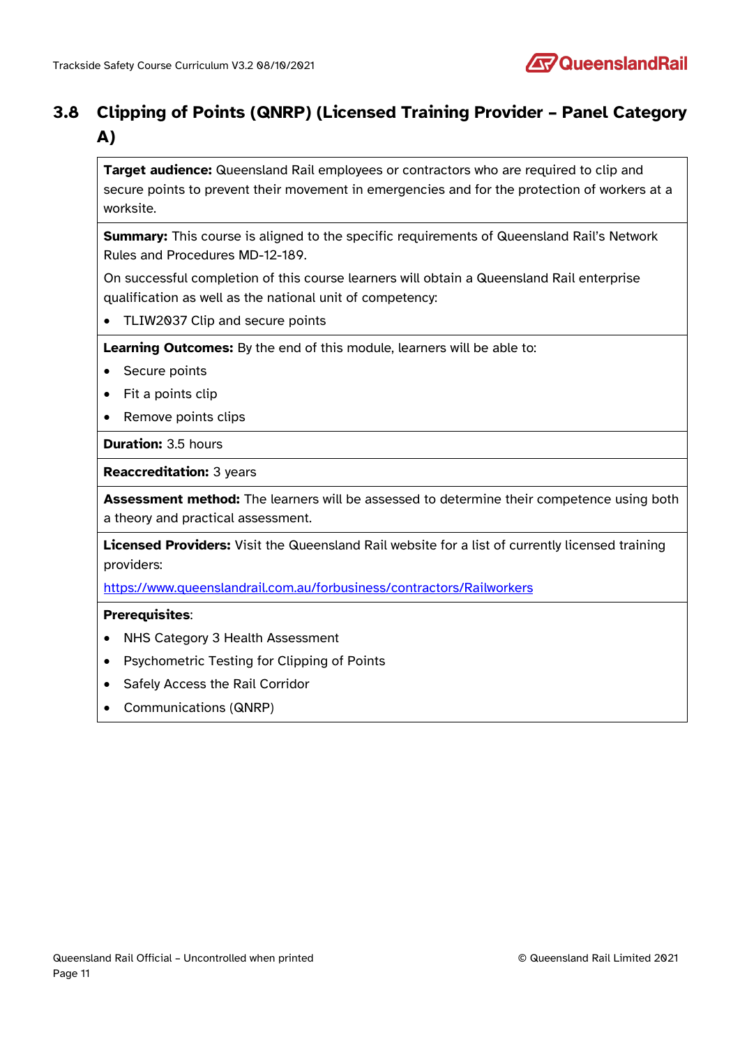## 3.8 Clipping of Points (QNRP) (Licensed Training Provider – Panel Category A)

**Target audience:** Queensland Rail employees or contractors who are required to clip and secure points to prevent their movement in emergencies and for the protection of workers at a worksite.

**Summary:** This course is aligned to the specific requirements of Queensland Rail's Network Rules and Procedures MD-12-189.

On successful completion of this course learners will obtain a Queensland Rail enterprise qualification as well as the national unit of competency:

- TLIW2037 Clip and secure points

**Learning Outcomes:** By the end of this module, learners will be able to:

- Secure points
- Fit a points clip
- Remove points clips

**Duration:** 3.5 hours

**Reaccreditation:** 3 years

**Assessment method:** The learners will be assessed to determine their competence using both a theory and practical assessment.

**Licensed Providers:** Visit the Queensland Rail website for a list of currently licensed training providers:

https://www.queenslandrail.com.au/forbusiness/contractors/Railworkers

**Prerequisites**:

- NHS Category 3 Health Assessment
- Psychometric Testing for Clipping of Points
- Safely Access the Rail Corridor
- Communications (QNRP)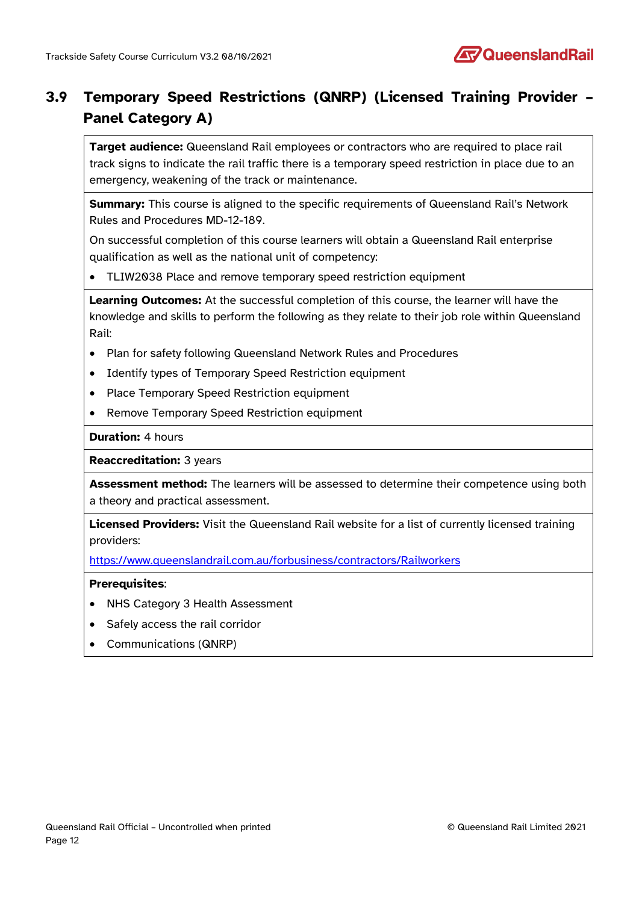## 3.9 Temporary Speed Restrictions (QNRP) (Licensed Training Provider – Panel Category A)

**Target audience:** Queensland Rail employees or contractors who are required to place rail track signs to indicate the rail traffic there is a temporary speed restriction in place due to an emergency, weakening of the track or maintenance.

**Summary:** This course is aligned to the specific requirements of Queensland Rail's Network Rules and Procedures MD-12-189.

On successful completion of this course learners will obtain a Queensland Rail enterprise qualification as well as the national unit of competency:

- TLIW2038 Place and remove temporary speed restriction equipment

**Learning Outcomes:** At the successful completion of this course, the learner will have the knowledge and skills to perform the following as they relate to their job role within Queensland Rail:

- Plan for safety following Queensland Network Rules and Procedures
- Identify types of Temporary Speed Restriction equipment
- Place Temporary Speed Restriction equipment
- Remove Temporary Speed Restriction equipment

**Duration:** 4 hours

**Reaccreditation:** 3 years

**Assessment method:** The learners will be assessed to determine their competence using both a theory and practical assessment.

**Licensed Providers:** Visit the Queensland Rail website for a list of currently licensed training providers:

https://www.queenslandrail.com.au/forbusiness/contractors/Railworkers

**Prerequisites**:

- NHS Category 3 Health Assessment
- Safely access the rail corridor
- Communications (QNRP)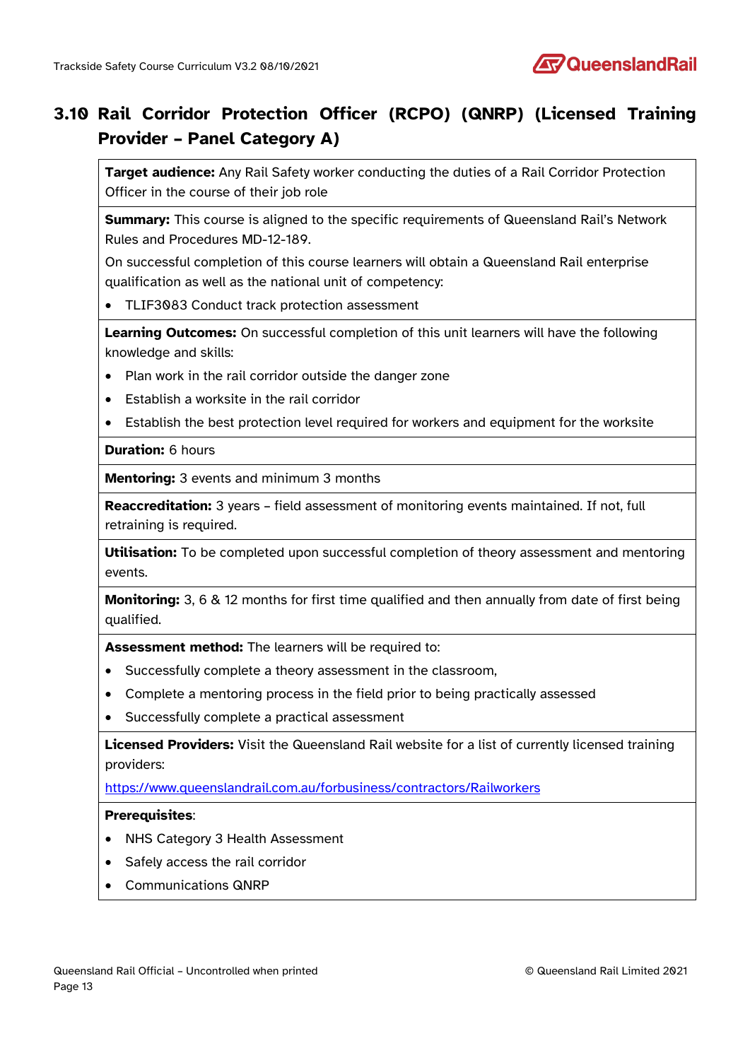## 3.10 Rail Corridor Protection Officer (RCPO) (QNRP) (Licensed Training Provider – Panel Category A)

**Target audience:** Any Rail Safety worker conducting the duties of a Rail Corridor Protection Officer in the course of their job role

**Summary:** This course is aligned to the specific requirements of Queensland Rail's Network Rules and Procedures MD-12-189.

On successful completion of this course learners will obtain a Queensland Rail enterprise qualification as well as the national unit of competency:

- TLIF3083 Conduct track protection assessment

**Learning Outcomes:** On successful completion of this unit learners will have the following knowledge and skills:

- Plan work in the rail corridor outside the danger zone
- Establish a worksite in the rail corridor
- Establish the best protection level required for workers and equipment for the worksite

**Duration:** 6 hours

**Mentoring:** 3 events and minimum 3 months

**Reaccreditation:** 3 years – field assessment of monitoring events maintained. If not, full retraining is required.

**Utilisation:** To be completed upon successful completion of theory assessment and mentoring events.

**Monitoring:** 3, 6 & 12 months for first time qualified and then annually from date of first being qualified.

**Assessment method:** The learners will be required to:

- Successfully complete a theory assessment in the classroom,
- Complete a mentoring process in the field prior to being practically assessed
- Successfully complete a practical assessment

**Licensed Providers:** Visit the Queensland Rail website for a list of currently licensed training providers:

https://www.queenslandrail.com.au/forbusiness/contractors/Railworkers

**Prerequisites**:

- NHS Category 3 Health Assessment
- Safely access the rail corridor
- Communications QNRP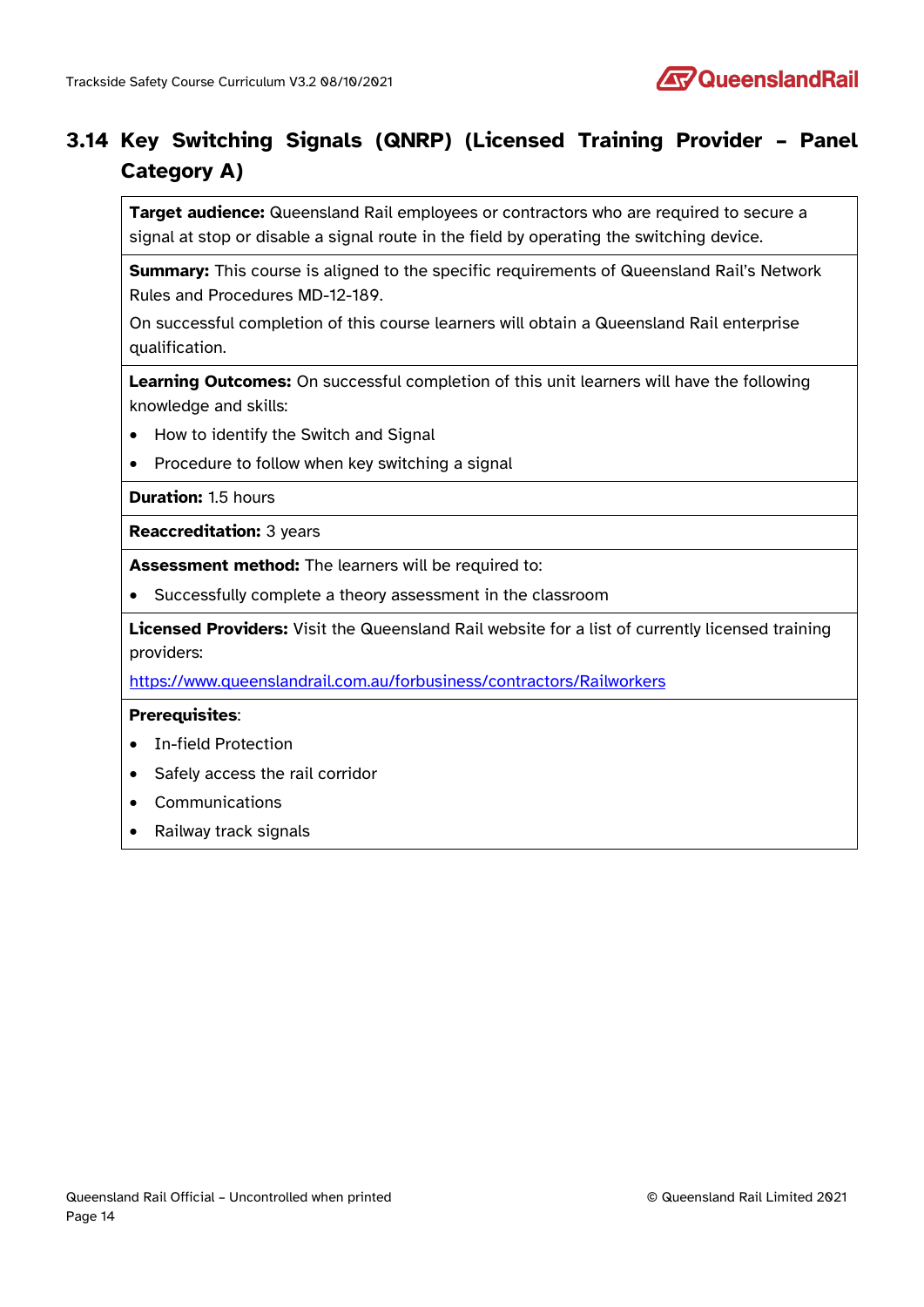## 3.14 Key Switching Signals (QNRP) (Licensed Training Provider – Panel Category A)

| |
|---|
| **Target audience:** Queensland Rail employees or contractors who are required to secure a signal at stop or disable a signal route in the field by operating the switching device. |
| **Summary:** This course is aligned to the specific requirements of Queensland Rail's Network Rules and Procedures MD-12-189.<br>On successful completion of this course learners will obtain a Queensland Rail enterprise qualification. |
| **Learning Outcomes:** On successful completion of this unit learners will have the following knowledge and skills:<br>• How to identify the Switch and Signal<br>• Procedure to follow when key switching a signal |
| **Duration:** 1.5 hours |
| **Reaccreditation:** 3 years |
| **Assessment method:** The learners will be required to:<br>• Successfully complete a theory assessment in the classroom |
| **Licensed Providers:** Visit the Queensland Rail website for a list of currently licensed training providers:<br>https://www.queenslandrail.com.au/forbusiness/contractors/Railworkers |
| **Prerequisites**:<br>• In-field Protection<br>• Safely access the rail corridor<br>• Communications<br>• Railway track signals |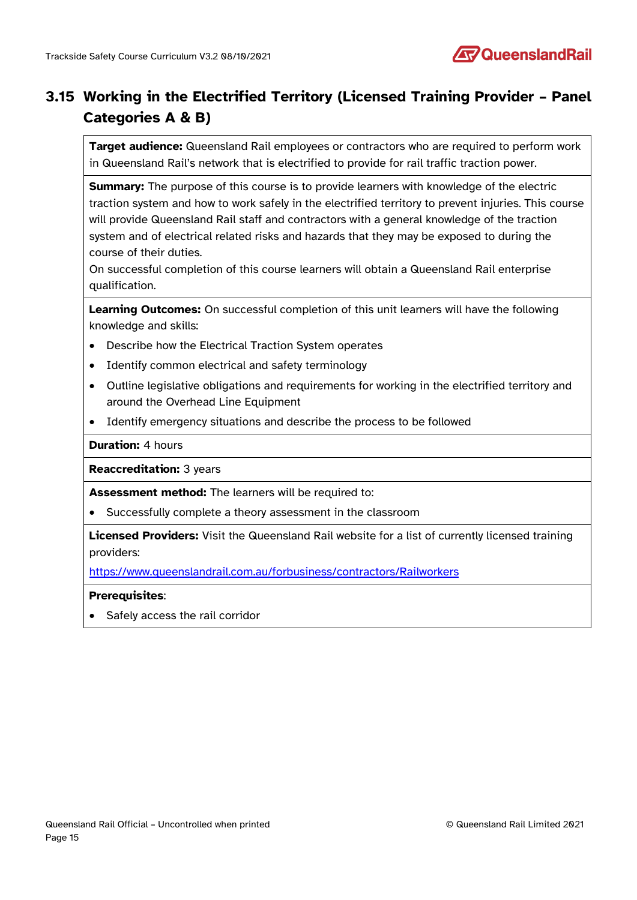## 3.15 Working in the Electrified Territory (Licensed Training Provider – Panel Categories A & B)

| |
|---|
| **Target audience:** Queensland Rail employees or contractors who are required to perform work in Queensland Rail's network that is electrified to provide for rail traffic traction power. |
| **Summary:** The purpose of this course is to provide learners with knowledge of the electric traction system and how to work safely in the electrified territory to prevent injuries. This course will provide Queensland Rail staff and contractors with a general knowledge of the traction system and of electrical related risks and hazards that they may be exposed to during the course of their duties.<br>On successful completion of this course learners will obtain a Queensland Rail enterprise qualification. |
| **Learning Outcomes:** On successful completion of this unit learners will have the following knowledge and skills:<br>• Describe how the Electrical Traction System operates<br>• Identify common electrical and safety terminology<br>• Outline legislative obligations and requirements for working in the electrified territory and around the Overhead Line Equipment<br>• Identify emergency situations and describe the process to be followed |
| **Duration:** 4 hours |
| **Reaccreditation:** 3 years |
| **Assessment method:** The learners will be required to:<br>• Successfully complete a theory assessment in the classroom |
| **Licensed Providers:** Visit the Queensland Rail website for a list of currently licensed training providers:<br>https://www.queenslandrail.com.au/forbusiness/contractors/Railworkers |
| **Prerequisites**:<br>• Safely access the rail corridor |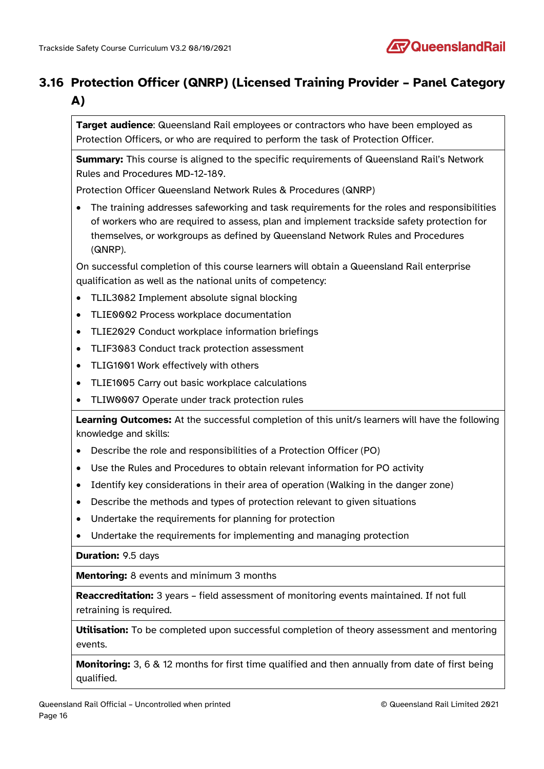## 3.16 Protection Officer (QNRP) (Licensed Training Provider – Panel Category A)

**Target audience**: Queensland Rail employees or contractors who have been employed as Protection Officers, or who are required to perform the task of Protection Officer.

**Summary:** This course is aligned to the specific requirements of Queensland Rail's Network Rules and Procedures MD-12-189.

Protection Officer Queensland Network Rules & Procedures (QNRP)

- The training addresses safeworking and task requirements for the roles and responsibilities of workers who are required to assess, plan and implement trackside safety protection for themselves, or workgroups as defined by Queensland Network Rules and Procedures (QNRP).

On successful completion of this course learners will obtain a Queensland Rail enterprise qualification as well as the national units of competency:

- TLIL3082 Implement absolute signal blocking
- TLIE0002 Process workplace documentation
- TLIE2029 Conduct workplace information briefings
- TLIF3083 Conduct track protection assessment
- TLIG1001 Work effectively with others
- TLIE1005 Carry out basic workplace calculations
- TLIW0007 Operate under track protection rules

**Learning Outcomes:** At the successful completion of this unit/s learners will have the following knowledge and skills:

- Describe the role and responsibilities of a Protection Officer (PO)
- Use the Rules and Procedures to obtain relevant information for PO activity
- Identify key considerations in their area of operation (Walking in the danger zone)
- Describe the methods and types of protection relevant to given situations
- Undertake the requirements for planning for protection
- Undertake the requirements for implementing and managing protection

**Duration:** 9.5 days

**Mentoring:** 8 events and minimum 3 months

**Reaccreditation:** 3 years – field assessment of monitoring events maintained. If not full retraining is required.

**Utilisation:** To be completed upon successful completion of theory assessment and mentoring events.

**Monitoring:** 3, 6 & 12 months for first time qualified and then annually from date of first being qualified.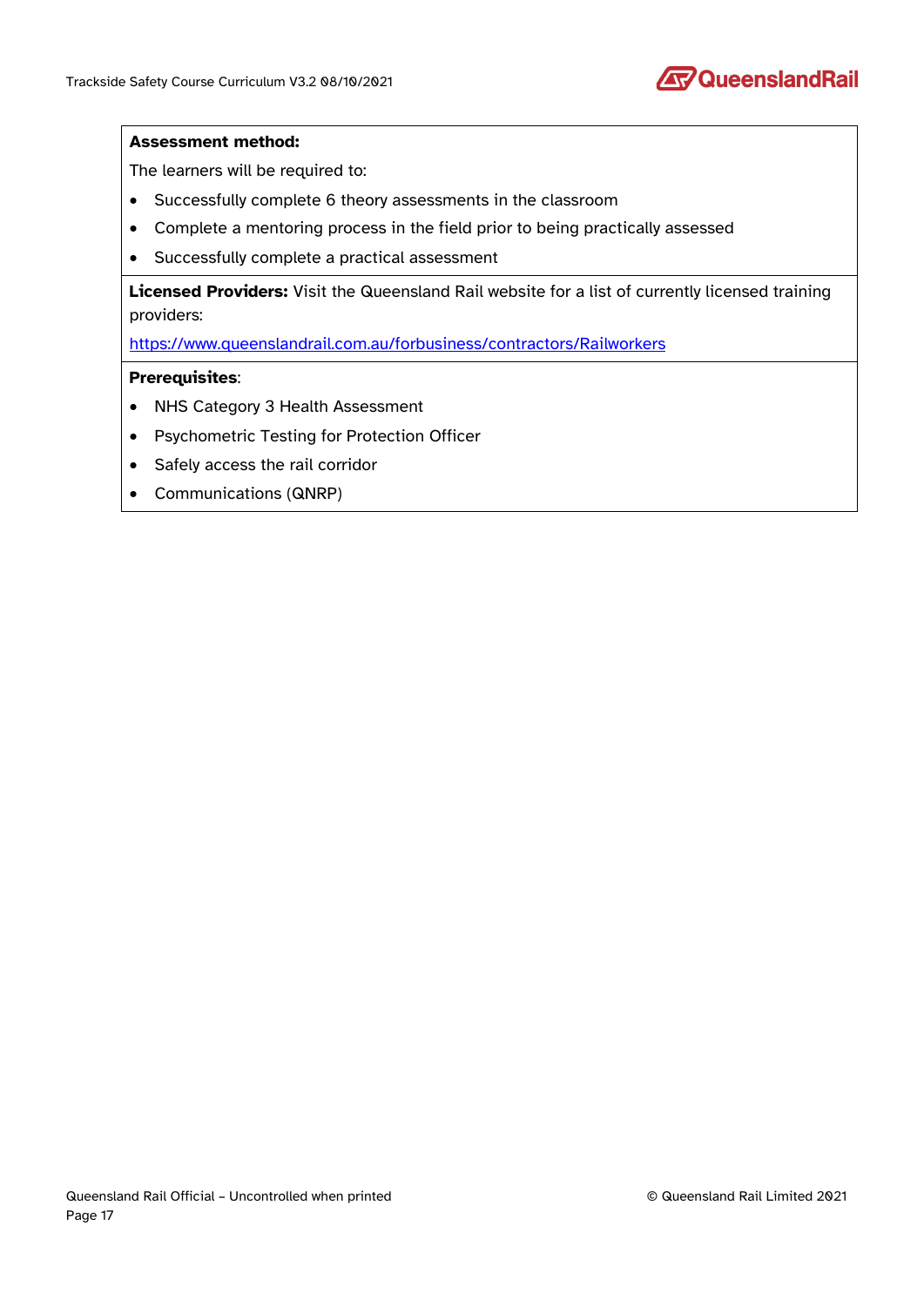**Assessment method:**

The learners will be required to:

- Successfully complete 6 theory assessments in the classroom
- Complete a mentoring process in the field prior to being practically assessed
- Successfully complete a practical assessment

**Licensed Providers:** Visit the Queensland Rail website for a list of currently licensed training providers:

https://www.queenslandrail.com.au/forbusiness/contractors/Railworkers

**Prerequisites**:

- NHS Category 3 Health Assessment
- Psychometric Testing for Protection Officer
- Safely access the rail corridor
- Communications (QNRP)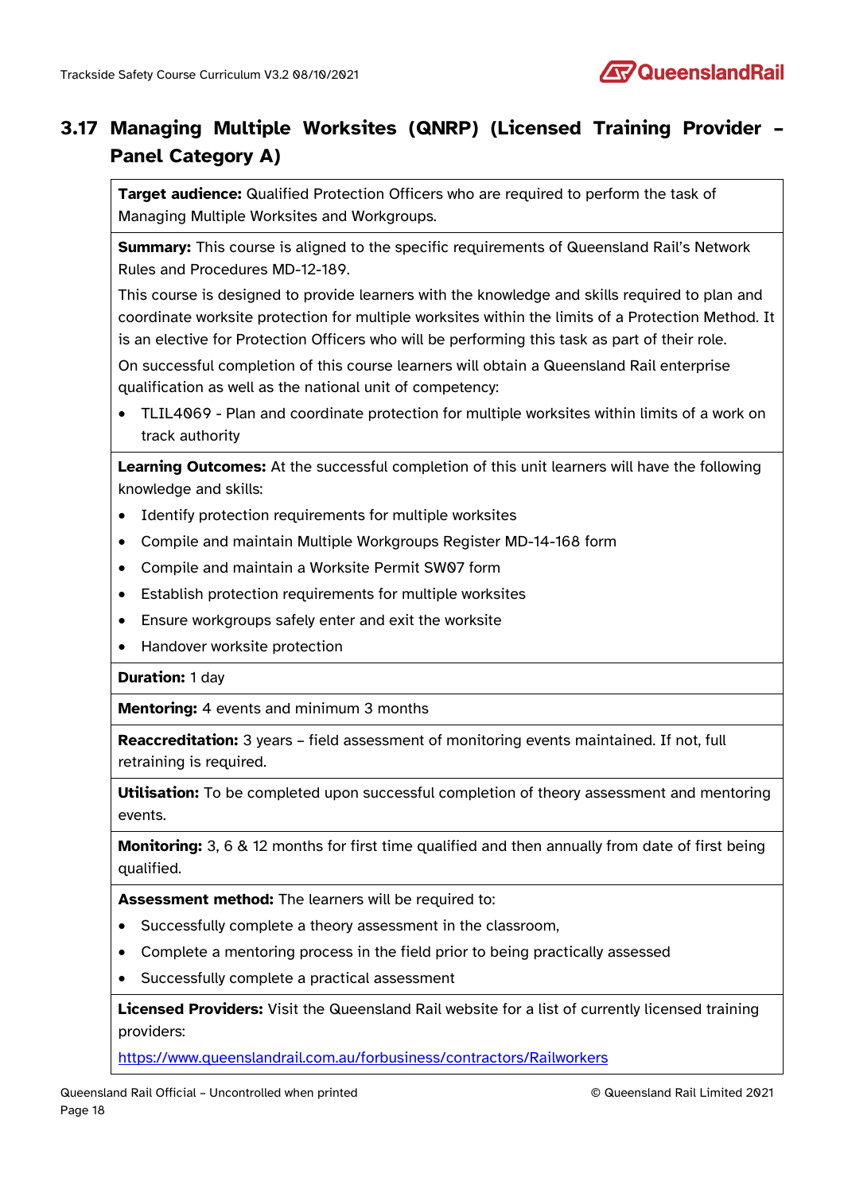## 3.17 Managing Multiple Worksites (QNRP) (Licensed Training Provider – Panel Category A)

**Target audience:** Qualified Protection Officers who are required to perform the task of Managing Multiple Worksites and Workgroups.

**Summary:** This course is aligned to the specific requirements of Queensland Rail's Network Rules and Procedures MD-12-189.

This course is designed to provide learners with the knowledge and skills required to plan and coordinate worksite protection for multiple worksites within the limits of a Protection Method. It is an elective for Protection Officers who will be performing this task as part of their role.

On successful completion of this course learners will obtain a Queensland Rail enterprise qualification as well as the national unit of competency:

- TLIL4069 - Plan and coordinate protection for multiple worksites within limits of a work on track authority

**Learning Outcomes:** At the successful completion of this unit learners will have the following knowledge and skills:

- Identify protection requirements for multiple worksites
- Compile and maintain Multiple Workgroups Register MD-14-168 form
- Compile and maintain a Worksite Permit SW07 form
- Establish protection requirements for multiple worksites
- Ensure workgroups safely enter and exit the worksite
- Handover worksite protection

**Duration:** 1 day

**Mentoring:** 4 events and minimum 3 months

**Reaccreditation:** 3 years – field assessment of monitoring events maintained. If not, full retraining is required.

**Utilisation:** To be completed upon successful completion of theory assessment and mentoring events.

**Monitoring:** 3, 6 & 12 months for first time qualified and then annually from date of first being qualified.

**Assessment method:** The learners will be required to:

- Successfully complete a theory assessment in the classroom,
- Complete a mentoring process in the field prior to being practically assessed
- Successfully complete a practical assessment

**Licensed Providers:** Visit the Queensland Rail website for a list of currently licensed training providers:

https://www.queenslandrail.com.au/forbusiness/contractors/Railworkers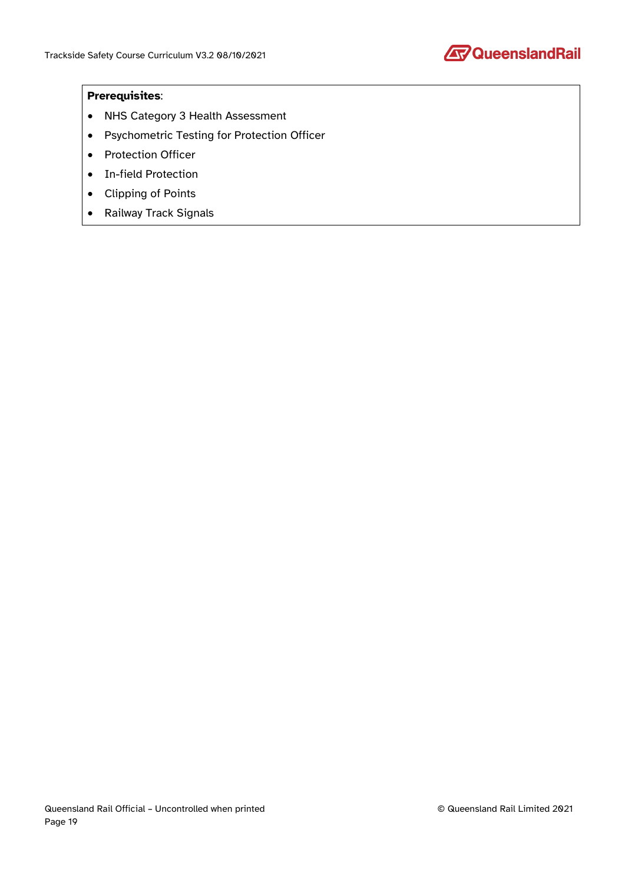**Prerequisites**:

- NHS Category 3 Health Assessment
- Psychometric Testing for Protection Officer
- Protection Officer
- In-field Protection
- Clipping of Points
- Railway Track Signals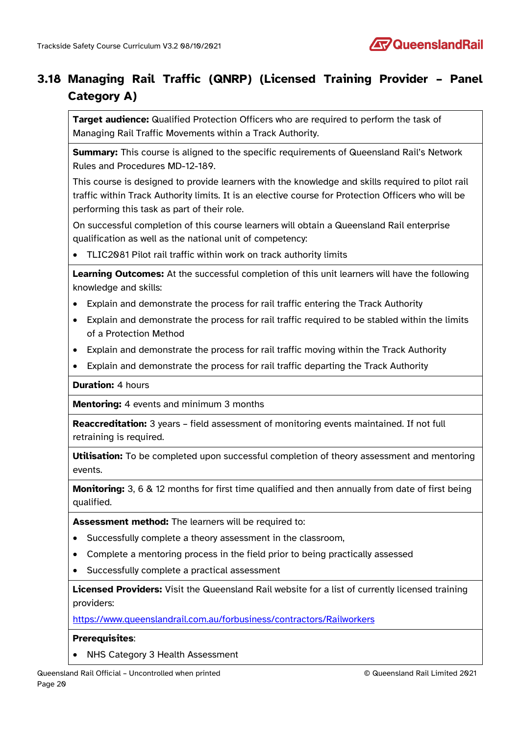## 3.18 Managing Rail Traffic (QNRP) (Licensed Training Provider – Panel Category A)

**Target audience:** Qualified Protection Officers who are required to perform the task of Managing Rail Traffic Movements within a Track Authority.

**Summary:** This course is aligned to the specific requirements of Queensland Rail's Network Rules and Procedures MD-12-189.

This course is designed to provide learners with the knowledge and skills required to pilot rail traffic within Track Authority limits. It is an elective course for Protection Officers who will be performing this task as part of their role.

On successful completion of this course learners will obtain a Queensland Rail enterprise qualification as well as the national unit of competency:

- TLIC2081 Pilot rail traffic within work on track authority limits

**Learning Outcomes:** At the successful completion of this unit learners will have the following knowledge and skills:

- Explain and demonstrate the process for rail traffic entering the Track Authority
- Explain and demonstrate the process for rail traffic required to be stabled within the limits of a Protection Method
- Explain and demonstrate the process for rail traffic moving within the Track Authority
- Explain and demonstrate the process for rail traffic departing the Track Authority

**Duration:** 4 hours

**Mentoring:** 4 events and minimum 3 months

**Reaccreditation:** 3 years – field assessment of monitoring events maintained. If not full retraining is required.

**Utilisation:** To be completed upon successful completion of theory assessment and mentoring events.

**Monitoring:** 3, 6 & 12 months for first time qualified and then annually from date of first being qualified.

**Assessment method:** The learners will be required to:

- Successfully complete a theory assessment in the classroom,
- Complete a mentoring process in the field prior to being practically assessed
- Successfully complete a practical assessment

**Licensed Providers:** Visit the Queensland Rail website for a list of currently licensed training providers:

https://www.queenslandrail.com.au/forbusiness/contractors/Railworkers

**Prerequisites**:

- NHS Category 3 Health Assessment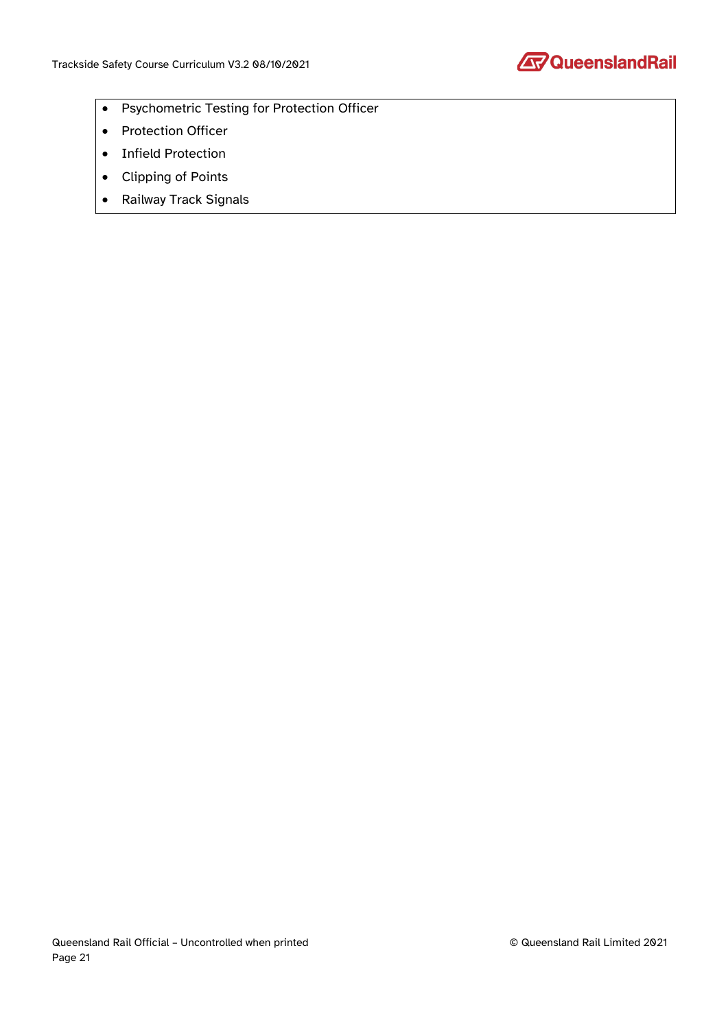- Psychometric Testing for Protection Officer
- Protection Officer
- Infield Protection
- Clipping of Points
- Railway Track Signals